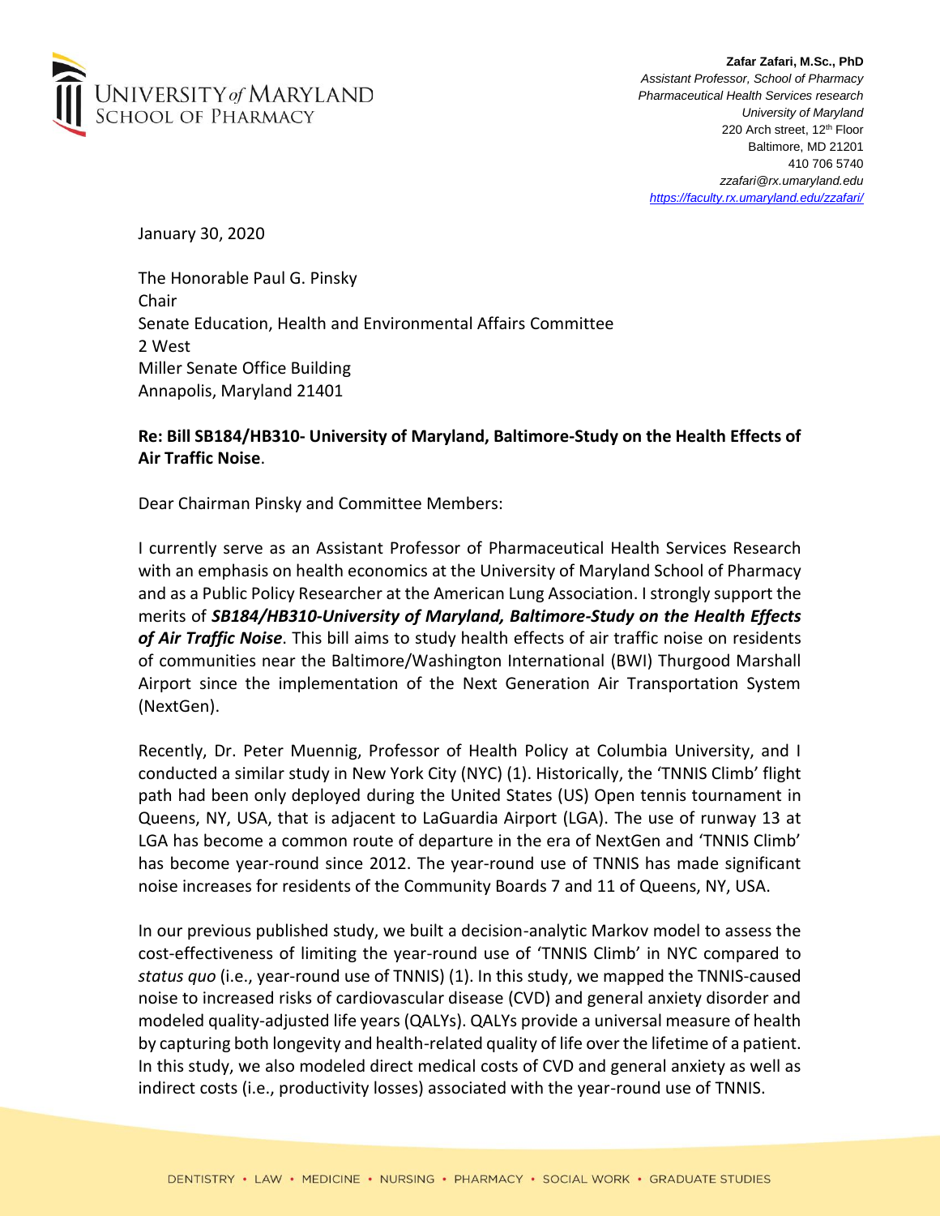UNIVERSITY of MARYLAND
SCHOOL OF PHARMACY

**Zafar Zafari, M.Sc., PhD**
*Assistant Professor, School of Pharmacy*
*Pharmaceutical Health Services research*
*University of Maryland*
220 Arch street, 12th Floor
Baltimore, MD 21201
410 706 5740
*zzafari@rx.umaryland.edu*
*https://faculty.rx.umaryland.edu/zzafari/*

January 30, 2020

The Honorable Paul G. Pinsky
Chair
Senate Education, Health and Environmental Affairs Committee
2 West
Miller Senate Office Building
Annapolis, Maryland 21401

**Re: Bill SB184/HB310- University of Maryland, Baltimore-Study on the Health Effects of Air Traffic Noise**.

Dear Chairman Pinsky and Committee Members:

I currently serve as an Assistant Professor of Pharmaceutical Health Services Research with an emphasis on health economics at the University of Maryland School of Pharmacy and as a Public Policy Researcher at the American Lung Association. I strongly support the merits of ***SB184/HB310-University of Maryland, Baltimore-Study on the Health Effects of Air Traffic Noise***. This bill aims to study health effects of air traffic noise on residents of communities near the Baltimore/Washington International (BWI) Thurgood Marshall Airport since the implementation of the Next Generation Air Transportation System (NextGen).

Recently, Dr. Peter Muennig, Professor of Health Policy at Columbia University, and I conducted a similar study in New York City (NYC) (1). Historically, the 'TNNIS Climb' flight path had been only deployed during the United States (US) Open tennis tournament in Queens, NY, USA, that is adjacent to LaGuardia Airport (LGA). The use of runway 13 at LGA has become a common route of departure in the era of NextGen and 'TNNIS Climb' has become year-round since 2012. The year-round use of TNNIS has made significant noise increases for residents of the Community Boards 7 and 11 of Queens, NY, USA.

In our previous published study, we built a decision-analytic Markov model to assess the cost-effectiveness of limiting the year-round use of 'TNNIS Climb' in NYC compared to *status quo* (i.e., year-round use of TNNIS) (1). In this study, we mapped the TNNIS-caused noise to increased risks of cardiovascular disease (CVD) and general anxiety disorder and modeled quality-adjusted life years (QALYs). QALYs provide a universal measure of health by capturing both longevity and health-related quality of life over the lifetime of a patient. In this study, we also modeled direct medical costs of CVD and general anxiety as well as indirect costs (i.e., productivity losses) associated with the year-round use of TNNIS.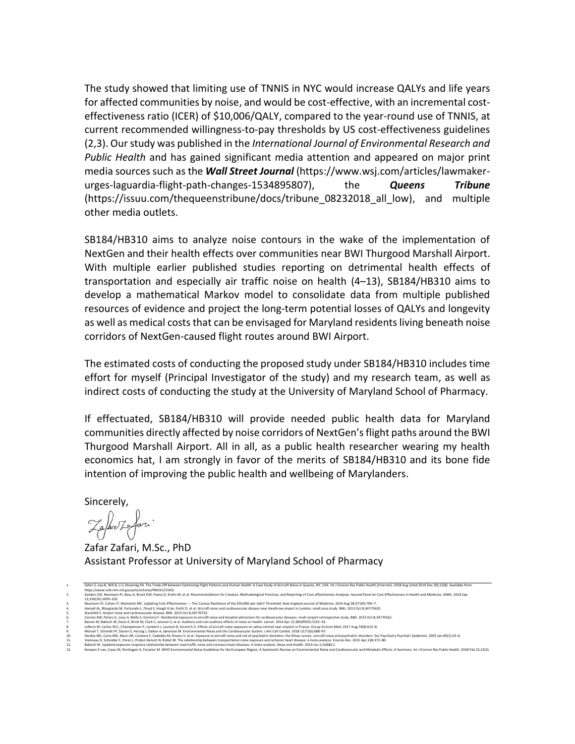The study showed that limiting use of TNNIS in NYC would increase QALYs and life years for affected communities by noise, and would be cost-effective, with an incremental cost-effectiveness ratio (ICER) of $10,006/QALY, compared to the year-round use of TNNIS, at current recommended willingness-to-pay thresholds by US cost-effectiveness guidelines (2,3). Our study was published in the *International Journal of Environmental Research and Public Health* and has gained significant media attention and appeared on major print media sources such as the ***Wall Street Journal*** (https://www.wsj.com/articles/lawmaker-urges-laguardia-flight-path-changes-1534895807), the ***Queens Tribune*** (https://issuu.com/thequeenstribune/docs/tribune_08232018_all_low), and multiple other media outlets.

SB184/HB310 aims to analyze noise contours in the wake of the implementation of NextGen and their health effects over communities near BWI Thurgood Marshall Airport. With multiple earlier published studies reporting on detrimental health effects of transportation and especially air traffic noise on health (4–13), SB184/HB310 aims to develop a mathematical Markov model to consolidate data from multiple published resources of evidence and project the long-term potential losses of QALYs and longevity as well as medical costs that can be envisaged for Maryland residents living beneath noise corridors of NextGen-caused flight routes around BWI Airport.

The estimated costs of conducting the proposed study under SB184/HB310 includes time effort for myself (Principal Investigator of the study) and my research team, as well as indirect costs of conducting the study at the University of Maryland School of Pharmacy.

If effectuated, SB184/HB310 will provide needed public health data for Maryland communities directly affected by noise corridors of NextGen's flight paths around the BWI Thurgood Marshall Airport. All in all, as a public health researcher wearing my health economics hat, I am strongly in favor of the merits of SB184/HB310 and its bone fide intention of improving the public health and wellbeing of Marylanders.

Sincerely,

Zafar Zafari, M.Sc., PhD
Assistant Professor at University of Maryland School of Pharmacy

---

1. Zafari Z, Jiao B, Will B, Li S, Muennig PA. The Trade-Off between Optimizing Flight Patterns and Human Health: A Case Study of Aircraft Noise in Queens, NY, USA. Int J Environ Res Public Health [Internet]. 2018 Aug [cited 2019 Dec 20];15(8). Available from: https://www.ncbi.nlm.nih.gov/pmc/articles/PMC6121545/
2. Sanders GD, Neumann PJ, Basu A, Brock DW, Feeny D, Krahn M, et al. Recommendations for Conduct, Methodological Practices, and Reporting of Cost-effectiveness Analyses: Second Panel on Cost-Effectiveness in Health and Medicine. JAMA. 2016 Sep 13;316(10):1093–103.
3. Neumann PJ, Cohen JT, Weinstein MC. Updating Cost-Effectiveness — The Curious Resilience of the $50,000-per-QALY Threshold. New England Journal of Medicine. 2014 Aug 28;371(9):796–7.
4. Hansell AL, Blangiardo M, Fortunato L, Floud S, Hoogh K de, Fecht D, et al. Aircraft noise and cardiovascular disease near Heathrow airport in London: small area study. BMJ. 2013 Oct 8;347:f5432.
5. Stansfeld S. Airport noise and cardiovascular disease. BMJ. 2013 Oct 8;347:f5752.
6. Correia AW, Peters JL, Levy JI, Melly S, Dominici F. Residential exposure to aircraft noise and hospital admissions for cardiovascular diseases: multi-airport retrospective study. BMJ. 2013 Oct 8;347:f5561.
7. Basner M, Babisch W, Davis A, Brink M, Clark C, Janssen S, et al. Auditory and non-auditory effects of noise on health. Lancet. 2014 Apr 12;383(9925):1325–32.
8. Lefèvre M, Carlier M-C, Champelovier P, Lambert J, Laumon B, Evrard A-S. Effects of aircraft noise exposure on saliva cortisol near airports in France. Occup Environ Med. 2017 Aug;74(8):612–8.
9. Münzel T, Schmidt FP, Steven S, Herzog J, Daiber A, Sørensen M. Environmental Noise and the Cardiovascular System. J Am Coll Cardiol. 2018 13;71(6):688–97.
10. Hardoy MC, Carta MG, Marci AR, Carbone F, Cadeddu M, Kovess V, et al. Exposure to aircraft noise and risk of psychiatric disorders: the Elmas survey--aircraft noise and psychiatric disorders. Soc Psychiatry Psychiatr Epidemiol. 2005 Jan;40(1):24–6.
11. Vienneau D, Schindler C, Perez L, Probst-Hensch N, Röösli M. The relationship between transportation noise exposure and ischemic heart disease: a meta-analysis. Environ Res. 2015 Apr;138:372–80.
12. Babisch W. Updated exposure-response relationship between road traffic noise and coronary heart diseases: A meta-analysis. Noise and Health. 2014 Jan 1;16(68):1.
13. Kempen E van, Casas M, Pershagen G, Foraster M. WHO Environmental Noise Guidelines for the European Region: A Systematic Review on Environmental Noise and Cardiovascular and Metabolic Effects: A Summary. Int J Environ Res Public Health. 2018 Feb 22;15(2).